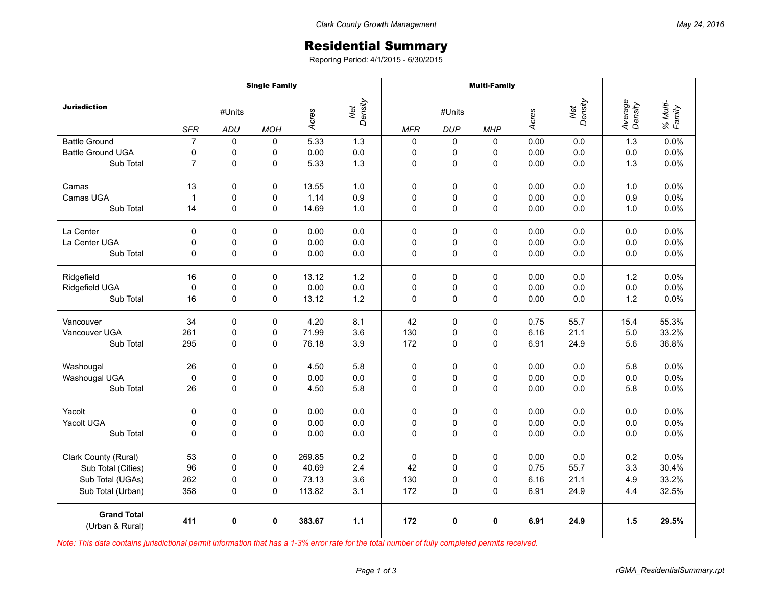Clark County Growth Management — May 24, 2016

# Residential Summary

Reporing Period: 4/1/2015 - 6/30/2015

| Jurisdiction | Single Family | | | | | Multi-Family | | | | | | |
|---|---|---|---|---|---|---|---|---|---|---|---|---|
| | #Units | | | Acres | Net Density | #Units | | | Acres | Net Density | Average Density | % Multi-Family |
| | SFR | ADU | MOH | | | MFR | DUP | MHP | | | | |
| Battle Ground | 7 | 0 | 0 | 5.33 | 1.3 | 0 | 0 | 0 | 0.00 | 0.0 | 1.3 | 0.0% |
| Battle Ground UGA | 0 | 0 | 0 | 0.00 | 0.0 | 0 | 0 | 0 | 0.00 | 0.0 | 0.0 | 0.0% |
| Sub Total | 7 | 0 | 0 | 5.33 | 1.3 | 0 | 0 | 0 | 0.00 | 0.0 | 1.3 | 0.0% |
| Camas | 13 | 0 | 0 | 13.55 | 1.0 | 0 | 0 | 0 | 0.00 | 0.0 | 1.0 | 0.0% |
| Camas UGA | 1 | 0 | 0 | 1.14 | 0.9 | 0 | 0 | 0 | 0.00 | 0.0 | 0.9 | 0.0% |
| Sub Total | 14 | 0 | 0 | 14.69 | 1.0 | 0 | 0 | 0 | 0.00 | 0.0 | 1.0 | 0.0% |
| La Center | 0 | 0 | 0 | 0.00 | 0.0 | 0 | 0 | 0 | 0.00 | 0.0 | 0.0 | 0.0% |
| La Center UGA | 0 | 0 | 0 | 0.00 | 0.0 | 0 | 0 | 0 | 0.00 | 0.0 | 0.0 | 0.0% |
| Sub Total | 0 | 0 | 0 | 0.00 | 0.0 | 0 | 0 | 0 | 0.00 | 0.0 | 0.0 | 0.0% |
| Ridgefield | 16 | 0 | 0 | 13.12 | 1.2 | 0 | 0 | 0 | 0.00 | 0.0 | 1.2 | 0.0% |
| Ridgefield UGA | 0 | 0 | 0 | 0.00 | 0.0 | 0 | 0 | 0 | 0.00 | 0.0 | 0.0 | 0.0% |
| Sub Total | 16 | 0 | 0 | 13.12 | 1.2 | 0 | 0 | 0 | 0.00 | 0.0 | 1.2 | 0.0% |
| Vancouver | 34 | 0 | 0 | 4.20 | 8.1 | 42 | 0 | 0 | 0.75 | 55.7 | 15.4 | 55.3% |
| Vancouver UGA | 261 | 0 | 0 | 71.99 | 3.6 | 130 | 0 | 0 | 6.16 | 21.1 | 5.0 | 33.2% |
| Sub Total | 295 | 0 | 0 | 76.18 | 3.9 | 172 | 0 | 0 | 6.91 | 24.9 | 5.6 | 36.8% |
| Washougal | 26 | 0 | 0 | 4.50 | 5.8 | 0 | 0 | 0 | 0.00 | 0.0 | 5.8 | 0.0% |
| Washougal UGA | 0 | 0 | 0 | 0.00 | 0.0 | 0 | 0 | 0 | 0.00 | 0.0 | 0.0 | 0.0% |
| Sub Total | 26 | 0 | 0 | 4.50 | 5.8 | 0 | 0 | 0 | 0.00 | 0.0 | 5.8 | 0.0% |
| Yacolt | 0 | 0 | 0 | 0.00 | 0.0 | 0 | 0 | 0 | 0.00 | 0.0 | 0.0 | 0.0% |
| Yacolt UGA | 0 | 0 | 0 | 0.00 | 0.0 | 0 | 0 | 0 | 0.00 | 0.0 | 0.0 | 0.0% |
| Sub Total | 0 | 0 | 0 | 0.00 | 0.0 | 0 | 0 | 0 | 0.00 | 0.0 | 0.0 | 0.0% |
| Clark County (Rural) | 53 | 0 | 0 | 269.85 | 0.2 | 0 | 0 | 0 | 0.00 | 0.0 | 0.2 | 0.0% |
| Sub Total (Cities) | 96 | 0 | 0 | 40.69 | 2.4 | 42 | 0 | 0 | 0.75 | 55.7 | 3.3 | 30.4% |
| Sub Total (UGAs) | 262 | 0 | 0 | 73.13 | 3.6 | 130 | 0 | 0 | 6.16 | 21.1 | 4.9 | 33.2% |
| Sub Total (Urban) | 358 | 0 | 0 | 113.82 | 3.1 | 172 | 0 | 0 | 6.91 | 24.9 | 4.4 | 32.5% |
| **Grand Total** (Urban & Rural) | **411** | **0** | **0** | **383.67** | **1.1** | **172** | **0** | **0** | **6.91** | **24.9** | **1.5** | **29.5%** |

*Note: This data contains jurisdictional permit information that has a 1-3% error rate for the total number of fully completed permits received.*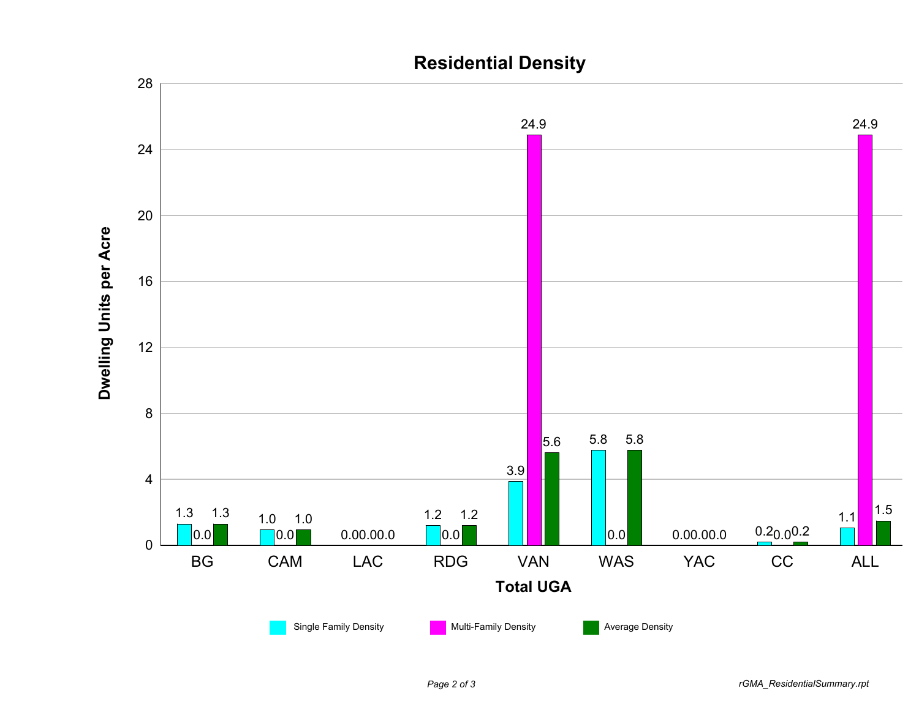# Residential Density

| Total UGA | Single Family Density | Multi-Family Density | Average Density |
|---|---|---|---|
| BG | 1.3 | 0.0 | 1.3 |
| CAM | 1.0 | 0.0 | 1.0 |
| LAC | 0.0 | 0.0 | 0.0 |
| RDG | 1.2 | 0.0 | 1.2 |
| VAN | 3.9 | 24.9 | 5.6 |
| WAS | 5.8 | 0.0 | 5.8 |
| YAC | 0.0 | 0.0 | 0.0 |
| CC | 0.2 | 0.0 | 0.2 |
| ALL | 1.1 | 24.9 | 1.5 |

Dwelling Units per Acre

*rGMA_ResidentialSummary.rpt*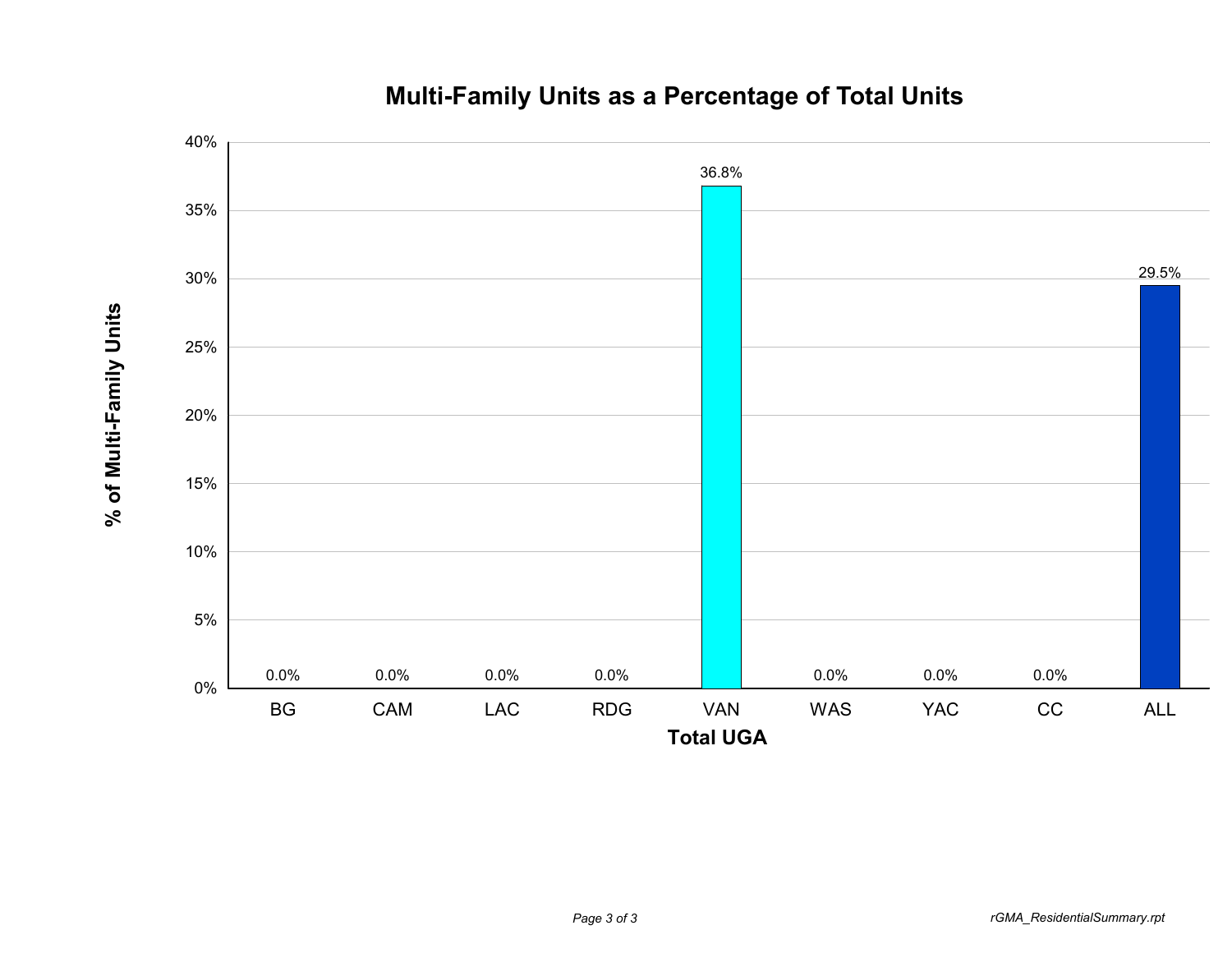## Multi-Family Units as a Percentage of Total Units

% of Multi-Family Units

40%
35%
30%
25%
20%
15%
10%
5%
0%

0.0% 0.0% 0.0% 0.0% 36.8% 0.0% 0.0% 0.0% 29.5%

BG CAM LAC RDG VAN WAS YAC CC ALL

**Total UGA**

*rGMA_ResidentialSummary.rpt*